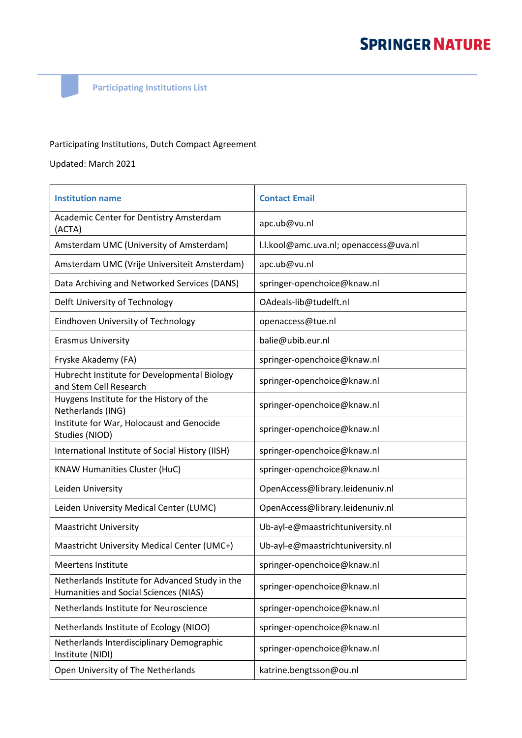SPRINGER NATURE

Participating Institutions List

Participating Institutions, Dutch Compact Agreement

Updated: March 2021

| Institution name | Contact Email |
|---|---|
| Academic Center for Dentistry Amsterdam (ACTA) | apc.ub@vu.nl |
| Amsterdam UMC (University of Amsterdam) | l.l.kool@amc.uva.nl; openaccess@uva.nl |
| Amsterdam UMC (Vrije Universiteit Amsterdam) | apc.ub@vu.nl |
| Data Archiving and Networked Services (DANS) | springer-openchoice@knaw.nl |
| Delft University of Technology | OAdeals-lib@tudelft.nl |
| Eindhoven University of Technology | openaccess@tue.nl |
| Erasmus University | balie@ubib.eur.nl |
| Fryske Akademy (FA) | springer-openchoice@knaw.nl |
| Hubrecht Institute for Developmental Biology and Stem Cell Research | springer-openchoice@knaw.nl |
| Huygens Institute for the History of the Netherlands (ING) | springer-openchoice@knaw.nl |
| Institute for War, Holocaust and Genocide Studies (NIOD) | springer-openchoice@knaw.nl |
| International Institute of Social History (IISH) | springer-openchoice@knaw.nl |
| KNAW Humanities Cluster (HuC) | springer-openchoice@knaw.nl |
| Leiden University | OpenAccess@library.leidenuniv.nl |
| Leiden University Medical Center (LUMC) | OpenAccess@library.leidenuniv.nl |
| Maastricht University | Ub-ayl-e@maastrichtuniversity.nl |
| Maastricht University Medical Center (UMC+) | Ub-ayl-e@maastrichtuniversity.nl |
| Meertens Institute | springer-openchoice@knaw.nl |
| Netherlands Institute for Advanced Study in the Humanities and Social Sciences (NIAS) | springer-openchoice@knaw.nl |
| Netherlands Institute for Neuroscience | springer-openchoice@knaw.nl |
| Netherlands Institute of Ecology (NIOO) | springer-openchoice@knaw.nl |
| Netherlands Interdisciplinary Demographic Institute (NIDI) | springer-openchoice@knaw.nl |
| Open University of The Netherlands | katrine.bengtsson@ou.nl |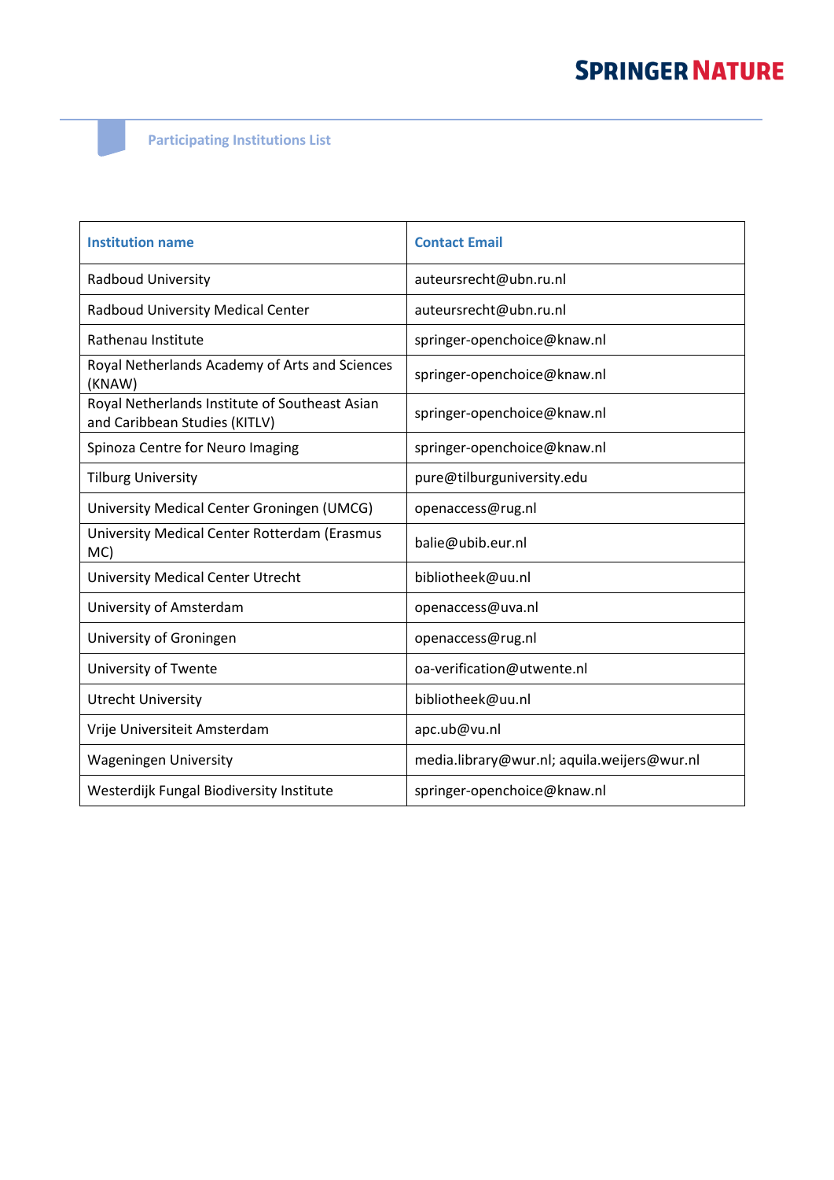Participating Institutions List

| Institution name | Contact Email |
| --- | --- |
| Radboud University | auteursrecht@ubn.ru.nl |
| Radboud University Medical Center | auteursrecht@ubn.ru.nl |
| Rathenau Institute | springer-openchoice@knaw.nl |
| Royal Netherlands Academy of Arts and Sciences (KNAW) | springer-openchoice@knaw.nl |
| Royal Netherlands Institute of Southeast Asian and Caribbean Studies (KITLV) | springer-openchoice@knaw.nl |
| Spinoza Centre for Neuro Imaging | springer-openchoice@knaw.nl |
| Tilburg University | pure@tilburguniversity.edu |
| University Medical Center Groningen (UMCG) | openaccess@rug.nl |
| University Medical Center Rotterdam (Erasmus MC) | balie@ubib.eur.nl |
| University Medical Center Utrecht | bibliotheek@uu.nl |
| University of Amsterdam | openaccess@uva.nl |
| University of Groningen | openaccess@rug.nl |
| University of Twente | oa-verification@utwente.nl |
| Utrecht University | bibliotheek@uu.nl |
| Vrije Universiteit Amsterdam | apc.ub@vu.nl |
| Wageningen University | media.library@wur.nl; aquila.weijers@wur.nl |
| Westerdijk Fungal Biodiversity Institute | springer-openchoice@knaw.nl |